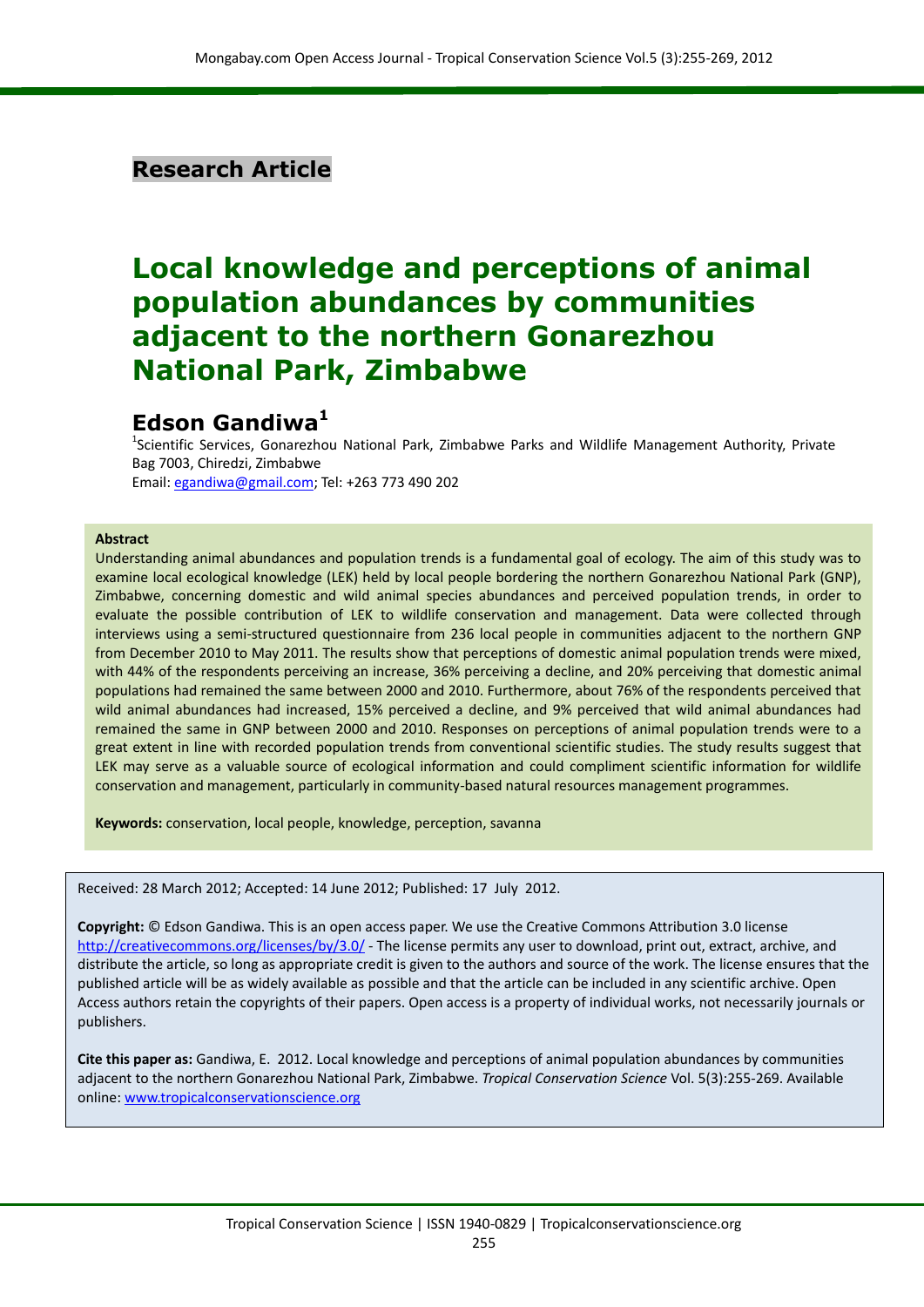**Research Article**

# Local knowledge and perceptions of animal population abundances by communities adjacent to the northern Gonarezhou National Park, Zimbabwe

## Edson Gandiwa[1]

[1]Scientific Services, Gonarezhou National Park, Zimbabwe Parks and Wildlife Management Authority, Private Bag 7003, Chiredzi, Zimbabwe
Email: egandiwa@gmail.com; Tel: +263 773 490 202

**Abstract**

Understanding animal abundances and population trends is a fundamental goal of ecology. The aim of this study was to examine local ecological knowledge (LEK) held by local people bordering the northern Gonarezhou National Park (GNP), Zimbabwe, concerning domestic and wild animal species abundances and perceived population trends, in order to evaluate the possible contribution of LEK to wildlife conservation and management. Data were collected through interviews using a semi-structured questionnaire from 236 local people in communities adjacent to the northern GNP from December 2010 to May 2011. The results show that perceptions of domestic animal population trends were mixed, with 44% of the respondents perceiving an increase, 36% perceiving a decline, and 20% perceiving that domestic animal populations had remained the same between 2000 and 2010. Furthermore, about 76% of the respondents perceived that wild animal abundances had increased, 15% perceived a decline, and 9% perceived that wild animal abundances had remained the same in GNP between 2000 and 2010. Responses on perceptions of animal population trends were to a great extent in line with recorded population trends from conventional scientific studies. The study results suggest that LEK may serve as a valuable source of ecological information and could compliment scientific information for wildlife conservation and management, particularly in community-based natural resources management programmes.

**Keywords:** conservation, local people, knowledge, perception, savanna

Received: 28 March 2012; Accepted: 14 June 2012; Published: 17 July 2012.

**Copyright:** © Edson Gandiwa. This is an open access paper. We use the Creative Commons Attribution 3.0 license http://creativecommons.org/licenses/by/3.0/ - The license permits any user to download, print out, extract, archive, and distribute the article, so long as appropriate credit is given to the authors and source of the work. The license ensures that the published article will be as widely available as possible and that the article can be included in any scientific archive. Open Access authors retain the copyrights of their papers. Open access is a property of individual works, not necessarily journals or publishers.

**Cite this paper as:** Gandiwa, E. 2012. Local knowledge and perceptions of animal population abundances by communities adjacent to the northern Gonarezhou National Park, Zimbabwe. *Tropical Conservation Science* Vol. 5(3):255-269. Available online: www.tropicalconservationscience.org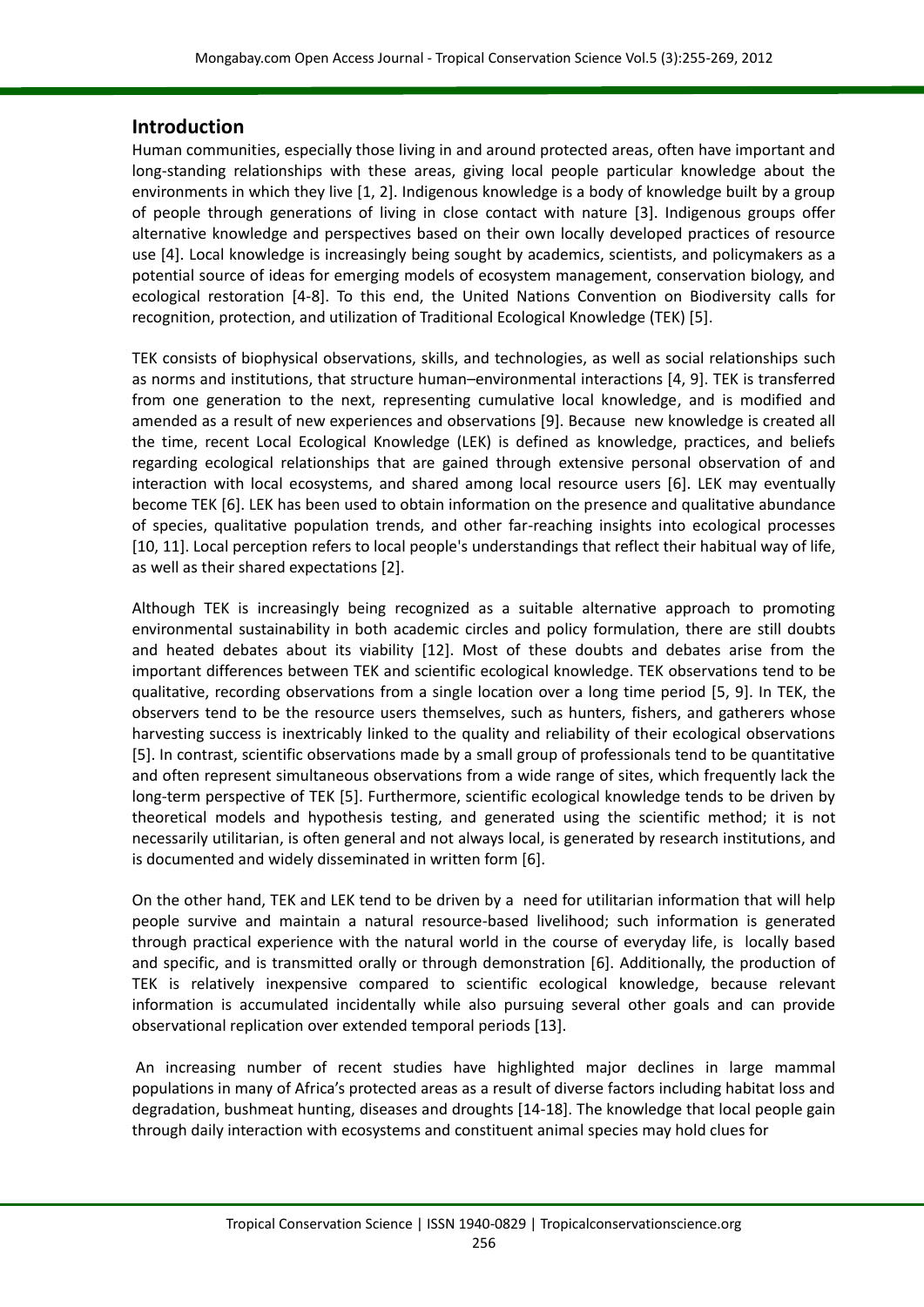## Introduction

Human communities, especially those living in and around protected areas, often have important and long-standing relationships with these areas, giving local people particular knowledge about the environments in which they live [1, 2]. Indigenous knowledge is a body of knowledge built by a group of people through generations of living in close contact with nature [3]. Indigenous groups offer alternative knowledge and perspectives based on their own locally developed practices of resource use [4]. Local knowledge is increasingly being sought by academics, scientists, and policymakers as a potential source of ideas for emerging models of ecosystem management, conservation biology, and ecological restoration [4-8]. To this end, the United Nations Convention on Biodiversity calls for recognition, protection, and utilization of Traditional Ecological Knowledge (TEK) [5].

TEK consists of biophysical observations, skills, and technologies, as well as social relationships such as norms and institutions, that structure human–environmental interactions [4, 9]. TEK is transferred from one generation to the next, representing cumulative local knowledge, and is modified and amended as a result of new experiences and observations [9]. Because new knowledge is created all the time, recent Local Ecological Knowledge (LEK) is defined as knowledge, practices, and beliefs regarding ecological relationships that are gained through extensive personal observation of and interaction with local ecosystems, and shared among local resource users [6]. LEK may eventually become TEK [6]. LEK has been used to obtain information on the presence and qualitative abundance of species, qualitative population trends, and other far-reaching insights into ecological processes [10, 11]. Local perception refers to local people's understandings that reflect their habitual way of life, as well as their shared expectations [2].

Although TEK is increasingly being recognized as a suitable alternative approach to promoting environmental sustainability in both academic circles and policy formulation, there are still doubts and heated debates about its viability [12]. Most of these doubts and debates arise from the important differences between TEK and scientific ecological knowledge. TEK observations tend to be qualitative, recording observations from a single location over a long time period [5, 9]. In TEK, the observers tend to be the resource users themselves, such as hunters, fishers, and gatherers whose harvesting success is inextricably linked to the quality and reliability of their ecological observations [5]. In contrast, scientific observations made by a small group of professionals tend to be quantitative and often represent simultaneous observations from a wide range of sites, which frequently lack the long-term perspective of TEK [5]. Furthermore, scientific ecological knowledge tends to be driven by theoretical models and hypothesis testing, and generated using the scientific method; it is not necessarily utilitarian, is often general and not always local, is generated by research institutions, and is documented and widely disseminated in written form [6].

On the other hand, TEK and LEK tend to be driven by a need for utilitarian information that will help people survive and maintain a natural resource-based livelihood; such information is generated through practical experience with the natural world in the course of everyday life, is locally based and specific, and is transmitted orally or through demonstration [6]. Additionally, the production of TEK is relatively inexpensive compared to scientific ecological knowledge, because relevant information is accumulated incidentally while also pursuing several other goals and can provide observational replication over extended temporal periods [13].

An increasing number of recent studies have highlighted major declines in large mammal populations in many of Africa's protected areas as a result of diverse factors including habitat loss and degradation, bushmeat hunting, diseases and droughts [14-18]. The knowledge that local people gain through daily interaction with ecosystems and constituent animal species may hold clues for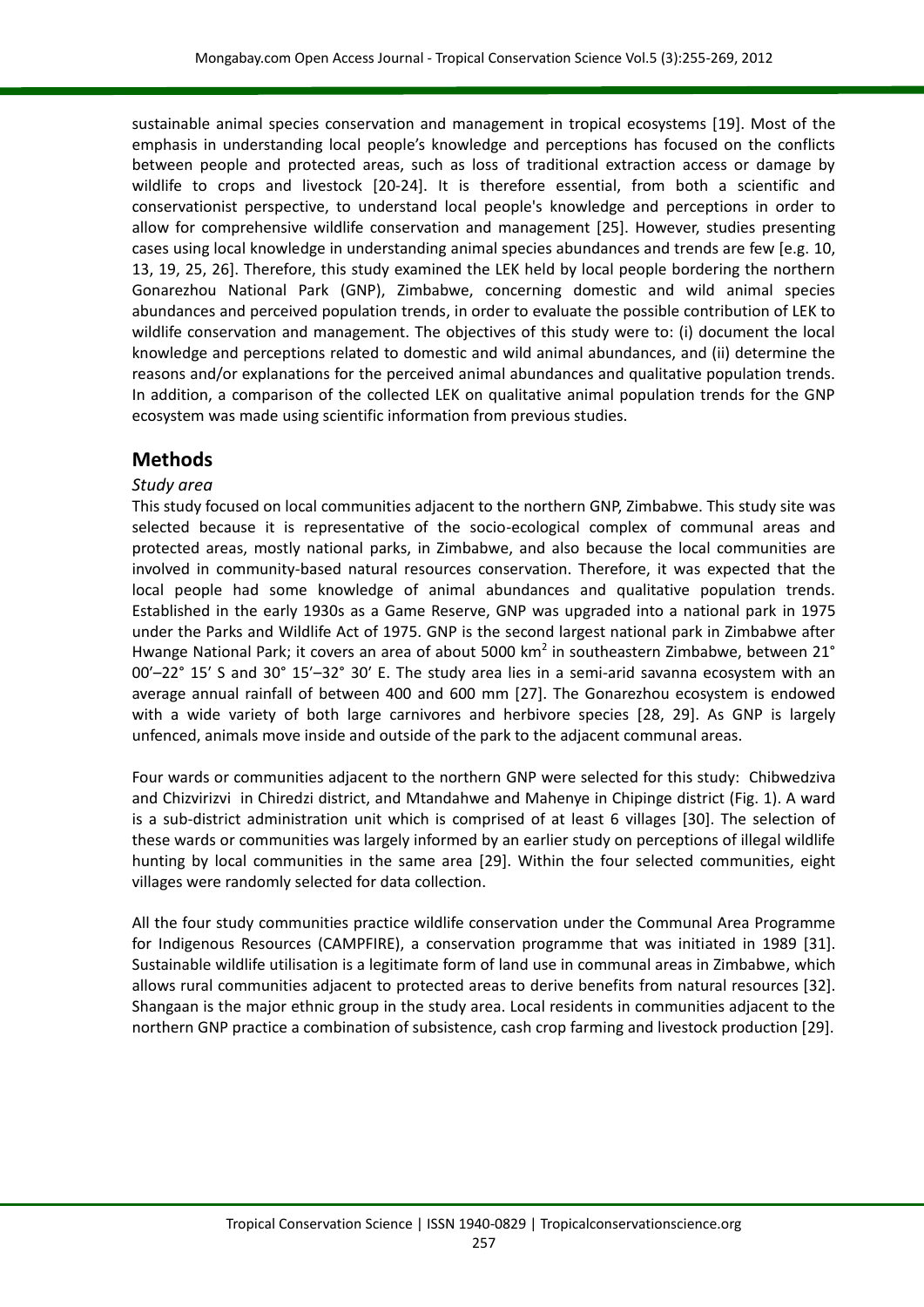sustainable animal species conservation and management in tropical ecosystems [19]. Most of the emphasis in understanding local people's knowledge and perceptions has focused on the conflicts between people and protected areas, such as loss of traditional extraction access or damage by wildlife to crops and livestock [20-24]. It is therefore essential, from both a scientific and conservationist perspective, to understand local people's knowledge and perceptions in order to allow for comprehensive wildlife conservation and management [25]. However, studies presenting cases using local knowledge in understanding animal species abundances and trends are few [e.g. 10, 13, 19, 25, 26]. Therefore, this study examined the LEK held by local people bordering the northern Gonarezhou National Park (GNP), Zimbabwe, concerning domestic and wild animal species abundances and perceived population trends, in order to evaluate the possible contribution of LEK to wildlife conservation and management. The objectives of this study were to: (i) document the local knowledge and perceptions related to domestic and wild animal abundances, and (ii) determine the reasons and/or explanations for the perceived animal abundances and qualitative population trends. In addition, a comparison of the collected LEK on qualitative animal population trends for the GNP ecosystem was made using scientific information from previous studies.

## Methods

### *Study area*

This study focused on local communities adjacent to the northern GNP, Zimbabwe. This study site was selected because it is representative of the socio-ecological complex of communal areas and protected areas, mostly national parks, in Zimbabwe, and also because the local communities are involved in community-based natural resources conservation. Therefore, it was expected that the local people had some knowledge of animal abundances and qualitative population trends. Established in the early 1930s as a Game Reserve, GNP was upgraded into a national park in 1975 under the Parks and Wildlife Act of 1975. GNP is the second largest national park in Zimbabwe after Hwange National Park; it covers an area of about 5000 km$^2$ in southeastern Zimbabwe, between 21° 00'–22° 15' S and 30° 15'–32° 30' E. The study area lies in a semi-arid savanna ecosystem with an average annual rainfall of between 400 and 600 mm [27]. The Gonarezhou ecosystem is endowed with a wide variety of both large carnivores and herbivore species [28, 29]. As GNP is largely unfenced, animals move inside and outside of the park to the adjacent communal areas.

Four wards or communities adjacent to the northern GNP were selected for this study: Chibwedziva and Chizvirizvi in Chiredzi district, and Mtandahwe and Mahenye in Chipinge district (Fig. 1). A ward is a sub-district administration unit which is comprised of at least 6 villages [30]. The selection of these wards or communities was largely informed by an earlier study on perceptions of illegal wildlife hunting by local communities in the same area [29]. Within the four selected communities, eight villages were randomly selected for data collection.

All the four study communities practice wildlife conservation under the Communal Area Programme for Indigenous Resources (CAMPFIRE), a conservation programme that was initiated in 1989 [31]. Sustainable wildlife utilisation is a legitimate form of land use in communal areas in Zimbabwe, which allows rural communities adjacent to protected areas to derive benefits from natural resources [32]. Shangaan is the major ethnic group in the study area. Local residents in communities adjacent to the northern GNP practice a combination of subsistence, cash crop farming and livestock production [29].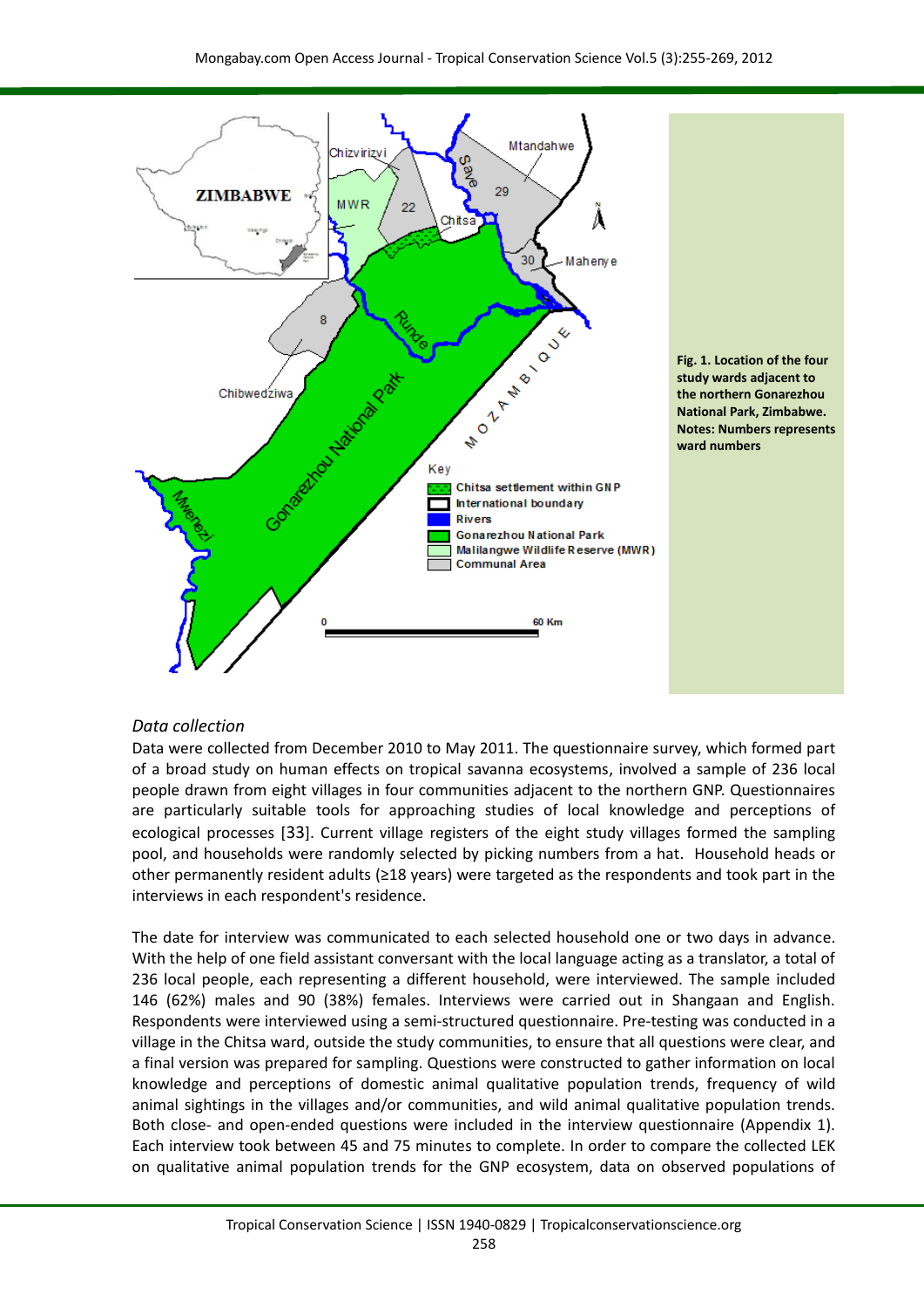**Fig. 1. Location of the four study wards adjacent to the northern Gonarezhou National Park, Zimbabwe. Notes: Numbers represents ward numbers**

### *Data collection*

Data were collected from December 2010 to May 2011. The questionnaire survey, which formed part of a broad study on human effects on tropical savanna ecosystems, involved a sample of 236 local people drawn from eight villages in four communities adjacent to the northern GNP. Questionnaires are particularly suitable tools for approaching studies of local knowledge and perceptions of ecological processes [33]. Current village registers of the eight study villages formed the sampling pool, and households were randomly selected by picking numbers from a hat. Household heads or other permanently resident adults (≥18 years) were targeted as the respondents and took part in the interviews in each respondent's residence.

The date for interview was communicated to each selected household one or two days in advance. With the help of one field assistant conversant with the local language acting as a translator, a total of 236 local people, each representing a different household, were interviewed. The sample included 146 (62%) males and 90 (38%) females. Interviews were carried out in Shangaan and English. Respondents were interviewed using a semi-structured questionnaire. Pre-testing was conducted in a village in the Chitsa ward, outside the study communities, to ensure that all questions were clear, and a final version was prepared for sampling. Questions were constructed to gather information on local knowledge and perceptions of domestic animal qualitative population trends, frequency of wild animal sightings in the villages and/or communities, and wild animal qualitative population trends. Both close- and open-ended questions were included in the interview questionnaire (Appendix 1). Each interview took between 45 and 75 minutes to complete. In order to compare the collected LEK on qualitative animal population trends for the GNP ecosystem, data on observed populations of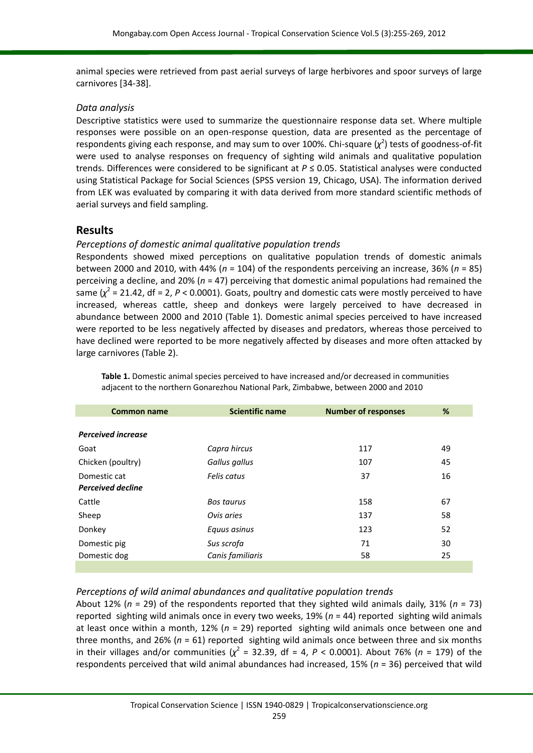animal species were retrieved from past aerial surveys of large herbivores and spoor surveys of large carnivores [34-38].

### *Data analysis*

Descriptive statistics were used to summarize the questionnaire response data set. Where multiple responses were possible on an open-response question, data are presented as the percentage of respondents giving each response, and may sum to over 100%. Chi-square ($\chi^2$) tests of goodness-of-fit were used to analyse responses on frequency of sighting wild animals and qualitative population trends. Differences were considered to be significant at $P \leq 0.05$. Statistical analyses were conducted using Statistical Package for Social Sciences (SPSS version 19, Chicago, USA). The information derived from LEK was evaluated by comparing it with data derived from more standard scientific methods of aerial surveys and field sampling.

## Results

### *Perceptions of domestic animal qualitative population trends*

Respondents showed mixed perceptions on qualitative population trends of domestic animals between 2000 and 2010, with 44% ($n$ = 104) of the respondents perceiving an increase, 36% ($n$ = 85) perceiving a decline, and 20% ($n$ = 47) perceiving that domestic animal populations had remained the same ($\chi^2$ = 21.42, df = 2, $P$ < 0.0001). Goats, poultry and domestic cats were mostly perceived to have increased, whereas cattle, sheep and donkeys were largely perceived to have decreased in abundance between 2000 and 2010 (Table 1). Domestic animal species perceived to have increased were reported to be less negatively affected by diseases and predators, whereas those perceived to have declined were reported to be more negatively affected by diseases and more often attacked by large carnivores (Table 2).

**Table 1.** Domestic animal species perceived to have increased and/or decreased in communities adjacent to the northern Gonarezhou National Park, Zimbabwe, between 2000 and 2010

| Common name | Scientific name | Number of responses | % |
|---|---|---|---|
| ***Perceived increase*** | | | |
| Goat | *Capra hircus* | 117 | 49 |
| Chicken (poultry) | *Gallus gallus* | 107 | 45 |
| Domestic cat | *Felis catus* | 37 | 16 |
| ***Perceived decline*** | | | |
| Cattle | *Bos taurus* | 158 | 67 |
| Sheep | *Ovis aries* | 137 | 58 |
| Donkey | *Equus asinus* | 123 | 52 |
| Domestic pig | *Sus scrofa* | 71 | 30 |
| Domestic dog | *Canis familiaris* | 58 | 25 |

### *Perceptions of wild animal abundances and qualitative population trends*

About 12% ($n$ = 29) of the respondents reported that they sighted wild animals daily, 31% ($n$ = 73) reported sighting wild animals once in every two weeks, 19% ($n$ = 44) reported sighting wild animals at least once within a month, 12% ($n$ = 29) reported sighting wild animals once between one and three months, and 26% ($n$ = 61) reported sighting wild animals once between three and six months in their villages and/or communities ($\chi^2$ = 32.39, df = 4, $P$ < 0.0001). About 76% ($n$ = 179) of the respondents perceived that wild animal abundances had increased, 15% ($n$ = 36) perceived that wild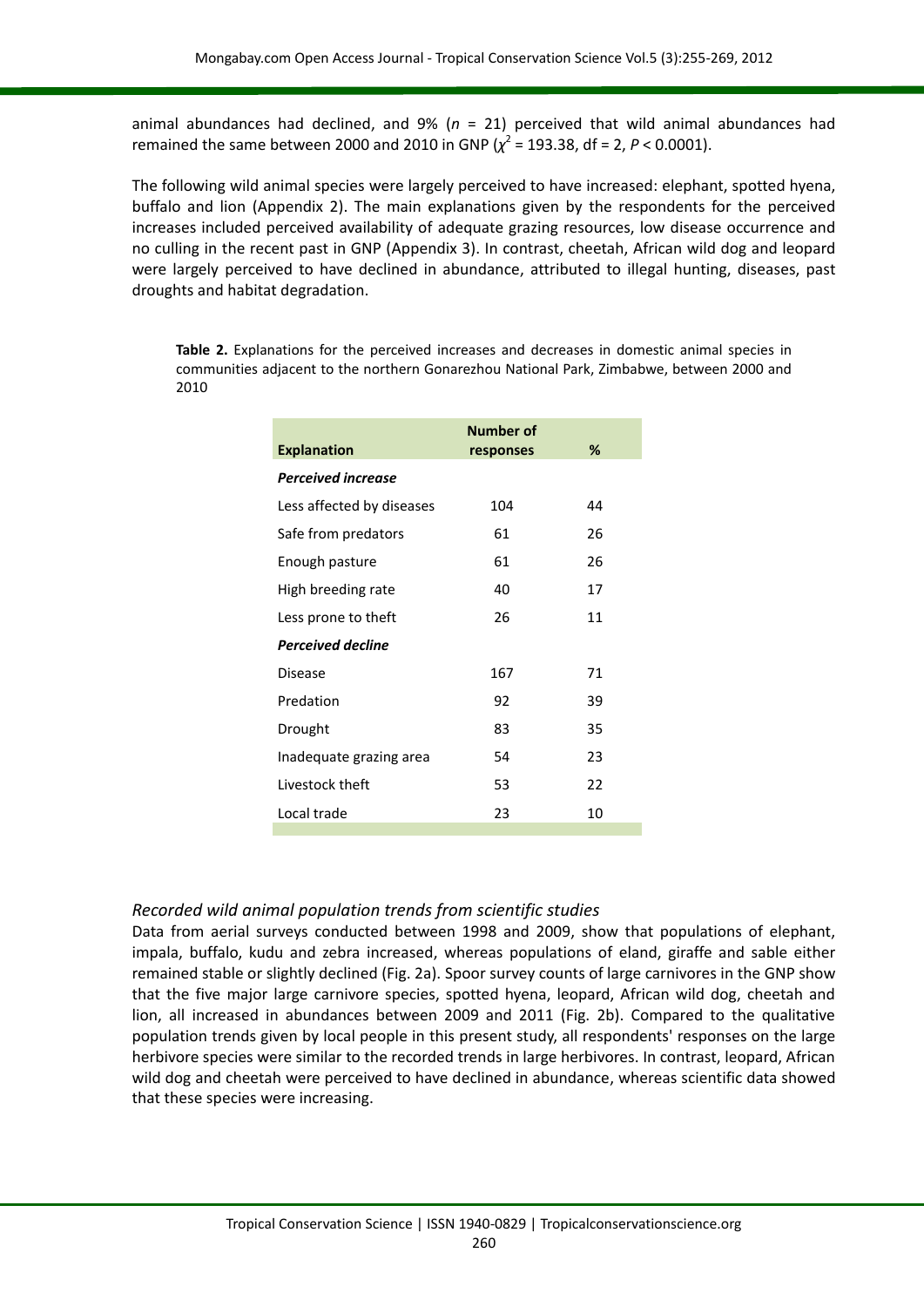animal abundances had declined, and 9% ($n$ = 21) perceived that wild animal abundances had remained the same between 2000 and 2010 in GNP ($\chi^2$ = 193.38, df = 2, $P$ < 0.0001).

The following wild animal species were largely perceived to have increased: elephant, spotted hyena, buffalo and lion (Appendix 2). The main explanations given by the respondents for the perceived increases included perceived availability of adequate grazing resources, low disease occurrence and no culling in the recent past in GNP (Appendix 3). In contrast, cheetah, African wild dog and leopard were largely perceived to have declined in abundance, attributed to illegal hunting, diseases, past droughts and habitat degradation.

**Table 2.** Explanations for the perceived increases and decreases in domestic animal species in communities adjacent to the northern Gonarezhou National Park, Zimbabwe, between 2000 and 2010

| Explanation | Number of responses | % |
|---|---|---|
| ***Perceived increase*** | | |
| Less affected by diseases | 104 | 44 |
| Safe from predators | 61 | 26 |
| Enough pasture | 61 | 26 |
| High breeding rate | 40 | 17 |
| Less prone to theft | 26 | 11 |
| ***Perceived decline*** | | |
| Disease | 167 | 71 |
| Predation | 92 | 39 |
| Drought | 83 | 35 |
| Inadequate grazing area | 54 | 23 |
| Livestock theft | 53 | 22 |
| Local trade | 23 | 10 |

### *Recorded wild animal population trends from scientific studies*

Data from aerial surveys conducted between 1998 and 2009, show that populations of elephant, impala, buffalo, kudu and zebra increased, whereas populations of eland, giraffe and sable either remained stable or slightly declined (Fig. 2a). Spoor survey counts of large carnivores in the GNP show that the five major large carnivore species, spotted hyena, leopard, African wild dog, cheetah and lion, all increased in abundances between 2009 and 2011 (Fig. 2b). Compared to the qualitative population trends given by local people in this present study, all respondents' responses on the large herbivore species were similar to the recorded trends in large herbivores. In contrast, leopard, African wild dog and cheetah were perceived to have declined in abundance, whereas scientific data showed that these species were increasing.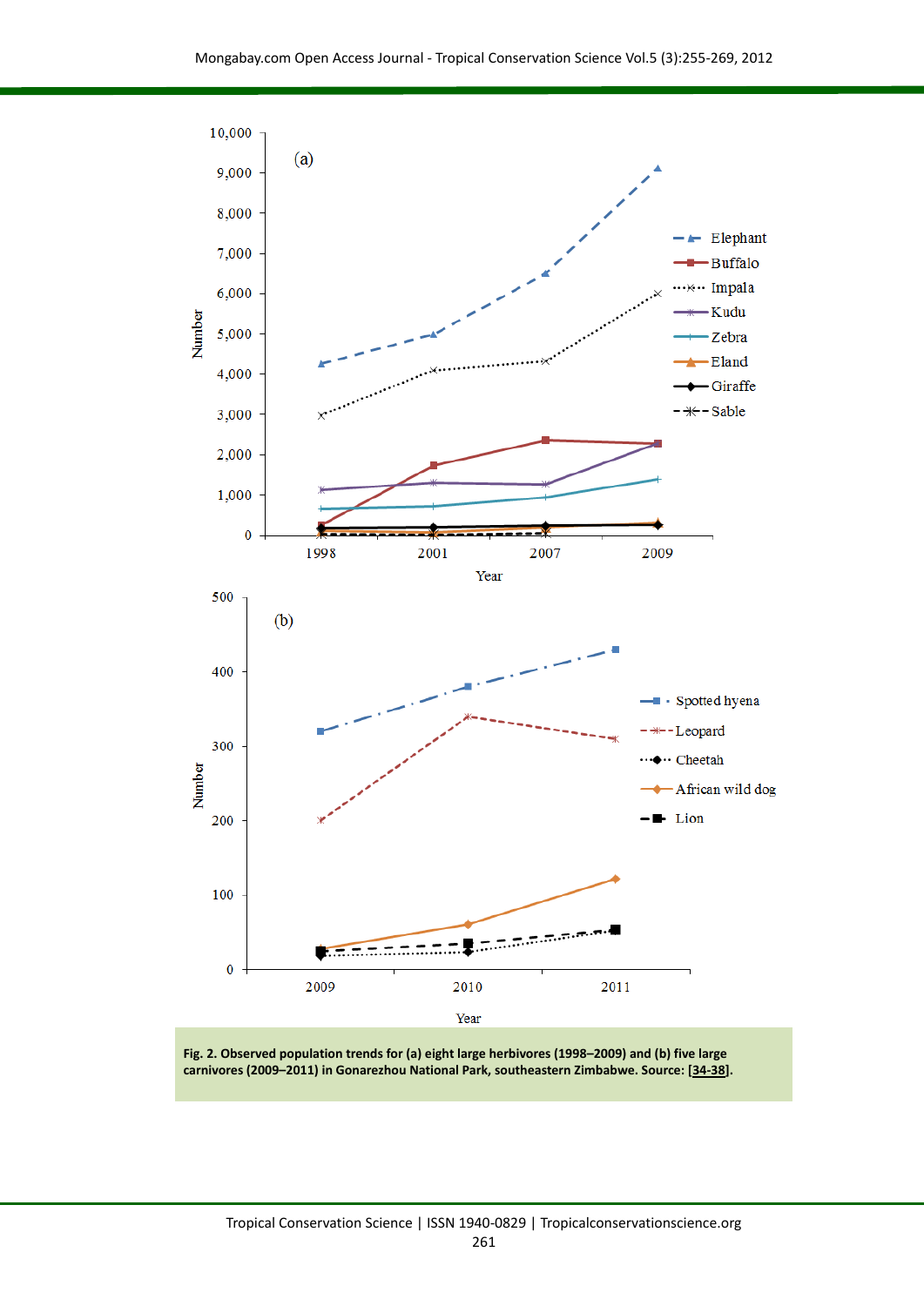Fig. 2. Observed population trends for (a) eight large herbivores (1998–2009) and (b) five large carnivores (2009–2011) in Gonarezhou National Park, southeastern Zimbabwe. Source: [34-38].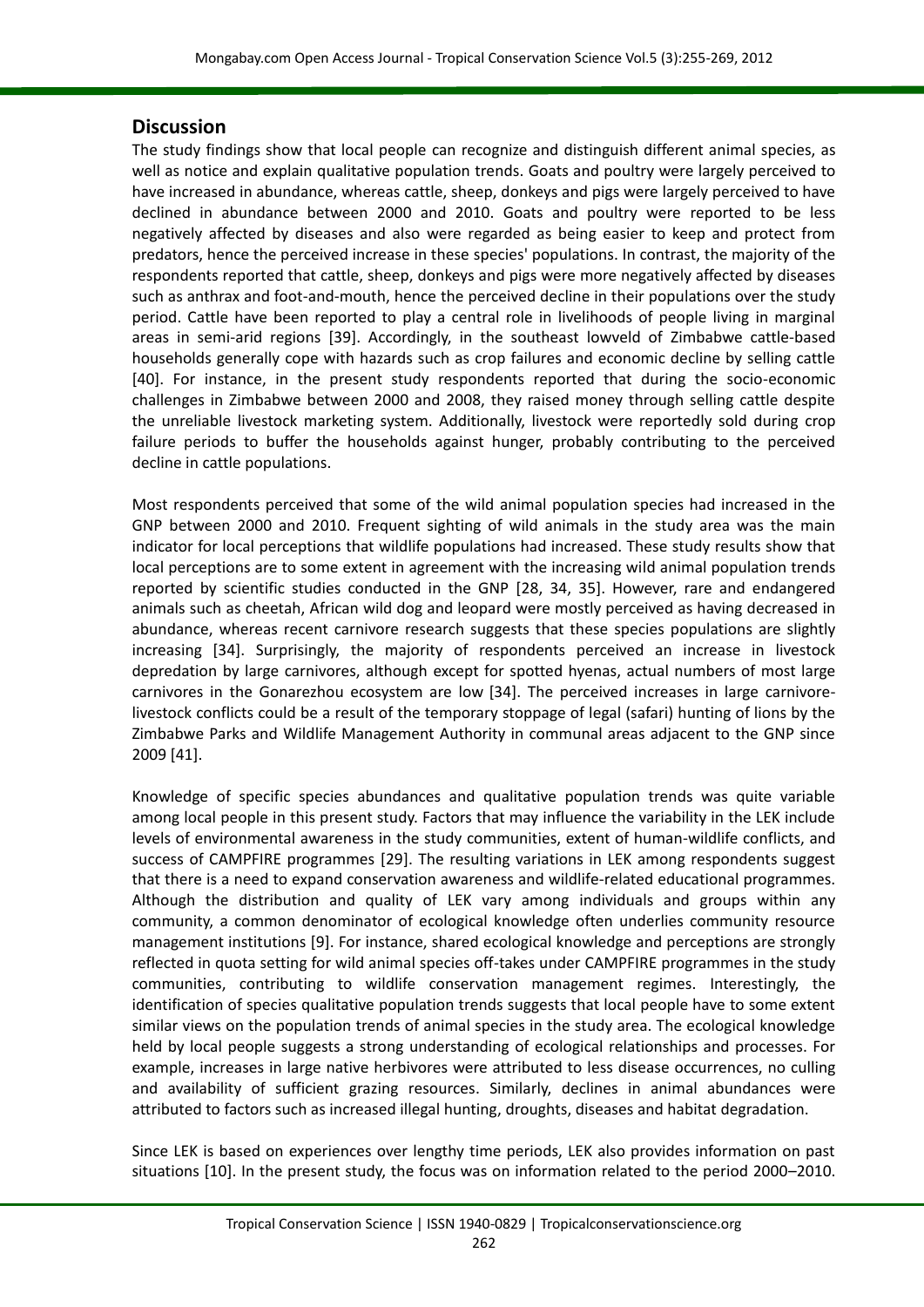## Discussion

The study findings show that local people can recognize and distinguish different animal species, as well as notice and explain qualitative population trends. Goats and poultry were largely perceived to have increased in abundance, whereas cattle, sheep, donkeys and pigs were largely perceived to have declined in abundance between 2000 and 2010. Goats and poultry were reported to be less negatively affected by diseases and also were regarded as being easier to keep and protect from predators, hence the perceived increase in these species' populations. In contrast, the majority of the respondents reported that cattle, sheep, donkeys and pigs were more negatively affected by diseases such as anthrax and foot-and-mouth, hence the perceived decline in their populations over the study period. Cattle have been reported to play a central role in livelihoods of people living in marginal areas in semi-arid regions [39]. Accordingly, in the southeast lowveld of Zimbabwe cattle-based households generally cope with hazards such as crop failures and economic decline by selling cattle [40]. For instance, in the present study respondents reported that during the socio-economic challenges in Zimbabwe between 2000 and 2008, they raised money through selling cattle despite the unreliable livestock marketing system. Additionally, livestock were reportedly sold during crop failure periods to buffer the households against hunger, probably contributing to the perceived decline in cattle populations.

Most respondents perceived that some of the wild animal population species had increased in the GNP between 2000 and 2010. Frequent sighting of wild animals in the study area was the main indicator for local perceptions that wildlife populations had increased. These study results show that local perceptions are to some extent in agreement with the increasing wild animal population trends reported by scientific studies conducted in the GNP [28, 34, 35]. However, rare and endangered animals such as cheetah, African wild dog and leopard were mostly perceived as having decreased in abundance, whereas recent carnivore research suggests that these species populations are slightly increasing [34]. Surprisingly, the majority of respondents perceived an increase in livestock depredation by large carnivores, although except for spotted hyenas, actual numbers of most large carnivores in the Gonarezhou ecosystem are low [34]. The perceived increases in large carnivore-livestock conflicts could be a result of the temporary stoppage of legal (safari) hunting of lions by the Zimbabwe Parks and Wildlife Management Authority in communal areas adjacent to the GNP since 2009 [41].

Knowledge of specific species abundances and qualitative population trends was quite variable among local people in this present study. Factors that may influence the variability in the LEK include levels of environmental awareness in the study communities, extent of human-wildlife conflicts, and success of CAMPFIRE programmes [29]. The resulting variations in LEK among respondents suggest that there is a need to expand conservation awareness and wildlife-related educational programmes. Although the distribution and quality of LEK vary among individuals and groups within any community, a common denominator of ecological knowledge often underlies community resource management institutions [9]. For instance, shared ecological knowledge and perceptions are strongly reflected in quota setting for wild animal species off-takes under CAMPFIRE programmes in the study communities, contributing to wildlife conservation management regimes. Interestingly, the identification of species qualitative population trends suggests that local people have to some extent similar views on the population trends of animal species in the study area. The ecological knowledge held by local people suggests a strong understanding of ecological relationships and processes. For example, increases in large native herbivores were attributed to less disease occurrences, no culling and availability of sufficient grazing resources. Similarly, declines in animal abundances were attributed to factors such as increased illegal hunting, droughts, diseases and habitat degradation.

Since LEK is based on experiences over lengthy time periods, LEK also provides information on past situations [10]. In the present study, the focus was on information related to the period 2000–2010.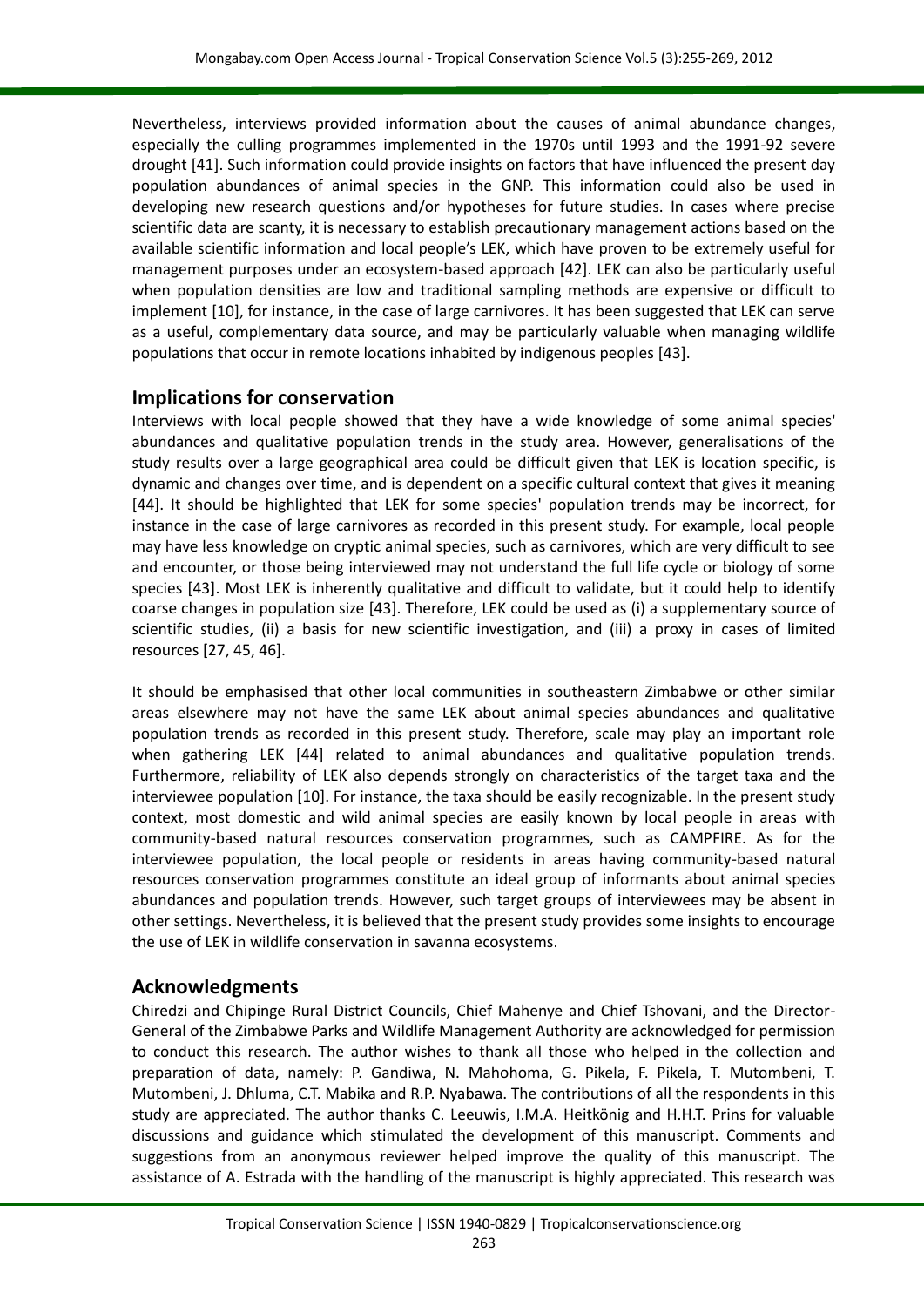Nevertheless, interviews provided information about the causes of animal abundance changes, especially the culling programmes implemented in the 1970s until 1993 and the 1991-92 severe drought [41]. Such information could provide insights on factors that have influenced the present day population abundances of animal species in the GNP. This information could also be used in developing new research questions and/or hypotheses for future studies. In cases where precise scientific data are scanty, it is necessary to establish precautionary management actions based on the available scientific information and local people's LEK, which have proven to be extremely useful for management purposes under an ecosystem-based approach [42]. LEK can also be particularly useful when population densities are low and traditional sampling methods are expensive or difficult to implement [10], for instance, in the case of large carnivores. It has been suggested that LEK can serve as a useful, complementary data source, and may be particularly valuable when managing wildlife populations that occur in remote locations inhabited by indigenous peoples [43].

## Implications for conservation

Interviews with local people showed that they have a wide knowledge of some animal species' abundances and qualitative population trends in the study area. However, generalisations of the study results over a large geographical area could be difficult given that LEK is location specific, is dynamic and changes over time, and is dependent on a specific cultural context that gives it meaning [44]. It should be highlighted that LEK for some species' population trends may be incorrect, for instance in the case of large carnivores as recorded in this present study. For example, local people may have less knowledge on cryptic animal species, such as carnivores, which are very difficult to see and encounter, or those being interviewed may not understand the full life cycle or biology of some species [43]. Most LEK is inherently qualitative and difficult to validate, but it could help to identify coarse changes in population size [43]. Therefore, LEK could be used as (i) a supplementary source of scientific studies, (ii) a basis for new scientific investigation, and (iii) a proxy in cases of limited resources [27, 45, 46].

It should be emphasised that other local communities in southeastern Zimbabwe or other similar areas elsewhere may not have the same LEK about animal species abundances and qualitative population trends as recorded in this present study. Therefore, scale may play an important role when gathering LEK [44] related to animal abundances and qualitative population trends. Furthermore, reliability of LEK also depends strongly on characteristics of the target taxa and the interviewee population [10]. For instance, the taxa should be easily recognizable. In the present study context, most domestic and wild animal species are easily known by local people in areas with community-based natural resources conservation programmes, such as CAMPFIRE. As for the interviewee population, the local people or residents in areas having community-based natural resources conservation programmes constitute an ideal group of informants about animal species abundances and population trends. However, such target groups of interviewees may be absent in other settings. Nevertheless, it is believed that the present study provides some insights to encourage the use of LEK in wildlife conservation in savanna ecosystems.

## Acknowledgments

Chiredzi and Chipinge Rural District Councils, Chief Mahenye and Chief Tshovani, and the Director-General of the Zimbabwe Parks and Wildlife Management Authority are acknowledged for permission to conduct this research. The author wishes to thank all those who helped in the collection and preparation of data, namely: P. Gandiwa, N. Mahohoma, G. Pikela, F. Pikela, T. Mutombeni, T. Mutombeni, J. Dhluma, C.T. Mabika and R.P. Nyabawa. The contributions of all the respondents in this study are appreciated. The author thanks C. Leeuwis, I.M.A. Heitkönig and H.H.T. Prins for valuable discussions and guidance which stimulated the development of this manuscript. Comments and suggestions from an anonymous reviewer helped improve the quality of this manuscript. The assistance of A. Estrada with the handling of the manuscript is highly appreciated. This research was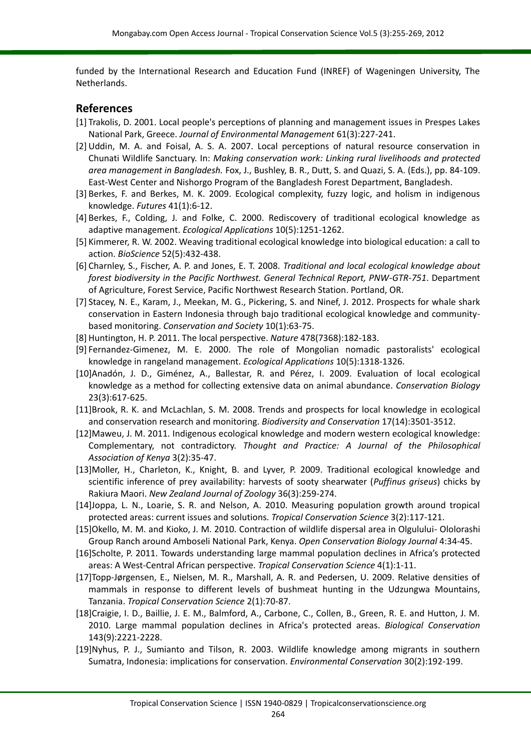funded by the International Research and Education Fund (INREF) of Wageningen University, The Netherlands.

## References

[1] Trakolis, D. 2001. Local people's perceptions of planning and management issues in Prespes Lakes National Park, Greece. *Journal of Environmental Management* 61(3):227-241.

[2] Uddin, M. A. and Foisal, A. S. A. 2007. Local perceptions of natural resource conservation in Chunati Wildlife Sanctuary. In: *Making conservation work: Linking rural livelihoods and protected area management in Bangladesh.* Fox, J., Bushley, B. R., Dutt, S. and Quazi, S. A. (Eds.), pp. 84-109. East-West Center and Nishorgo Program of the Bangladesh Forest Department, Bangladesh.

[3] Berkes, F. and Berkes, M. K. 2009. Ecological complexity, fuzzy logic, and holism in indigenous knowledge. *Futures* 41(1):6-12.

[4] Berkes, F., Colding, J. and Folke, C. 2000. Rediscovery of traditional ecological knowledge as adaptive management. *Ecological Applications* 10(5):1251-1262.

[5] Kimmerer, R. W. 2002. Weaving traditional ecological knowledge into biological education: a call to action. *BioScience* 52(5):432-438.

[6] Charnley, S., Fischer, A. P. and Jones, E. T. 2008. *Traditional and local ecological knowledge about forest biodiversity in the Pacific Northwest. General Technical Report, PNW-GTR-751*. Department of Agriculture, Forest Service, Pacific Northwest Research Station. Portland, OR.

[7] Stacey, N. E., Karam, J., Meekan, M. G., Pickering, S. and Ninef, J. 2012. Prospects for whale shark conservation in Eastern Indonesia through bajo traditional ecological knowledge and community-based monitoring. *Conservation and Society* 10(1):63-75.

[8] Huntington, H. P. 2011. The local perspective. *Nature* 478(7368):182-183.

[9] Fernandez-Gimenez, M. E. 2000. The role of Mongolian nomadic pastoralists' ecological knowledge in rangeland management. *Ecological Applications* 10(5):1318-1326.

[10] Anadón, J. D., Giménez, A., Ballestar, R. and Pérez, I. 2009. Evaluation of local ecological knowledge as a method for collecting extensive data on animal abundance. *Conservation Biology* 23(3):617-625.

[11] Brook, R. K. and McLachlan, S. M. 2008. Trends and prospects for local knowledge in ecological and conservation research and monitoring. *Biodiversity and Conservation* 17(14):3501-3512.

[12] Maweu, J. M. 2011. Indigenous ecological knowledge and modern western ecological knowledge: Complementary, not contradictory. *Thought and Practice: A Journal of the Philosophical Association of Kenya* 3(2):35-47.

[13] Moller, H., Charleton, K., Knight, B. and Lyver, P. 2009. Traditional ecological knowledge and scientific inference of prey availability: harvests of sooty shearwater (*Puffinus griseus*) chicks by Rakiura Maori. *New Zealand Journal of Zoology* 36(3):259-274.

[14] Joppa, L. N., Loarie, S. R. and Nelson, A. 2010. Measuring population growth around tropical protected areas: current issues and solutions. *Tropical Conservation Science* 3(2):117-121.

[15] Okello, M. M. and Kioko, J. M. 2010. Contraction of wildlife dispersal area in Olgulului- Ololorashi Group Ranch around Amboseli National Park, Kenya. *Open Conservation Biology Journal* 4:34-45.

[16] Scholte, P. 2011. Towards understanding large mammal population declines in Africa's protected areas: A West-Central African perspective. *Tropical Conservation Science* 4(1):1-11.

[17] Topp-Jørgensen, E., Nielsen, M. R., Marshall, A. R. and Pedersen, U. 2009. Relative densities of mammals in response to different levels of bushmeat hunting in the Udzungwa Mountains, Tanzania. *Tropical Conservation Science* 2(1):70-87.

[18] Craigie, I. D., Baillie, J. E. M., Balmford, A., Carbone, C., Collen, B., Green, R. E. and Hutton, J. M. 2010. Large mammal population declines in Africa's protected areas. *Biological Conservation* 143(9):2221-2228.

[19] Nyhus, P. J., Sumianto and Tilson, R. 2003. Wildlife knowledge among migrants in southern Sumatra, Indonesia: implications for conservation. *Environmental Conservation* 30(2):192-199.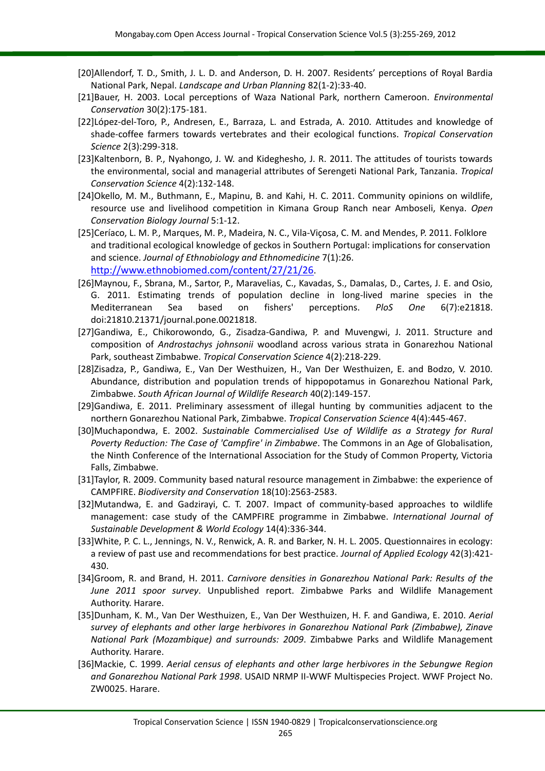[20]Allendorf, T. D., Smith, J. L. D. and Anderson, D. H. 2007. Residents' perceptions of Royal Bardia National Park, Nepal. *Landscape and Urban Planning* 82(1-2):33-40.

[21]Bauer, H. 2003. Local perceptions of Waza National Park, northern Cameroon. *Environmental Conservation* 30(2):175-181.

[22]López-del-Toro, P., Andresen, E., Barraza, L. and Estrada, A. 2010. Attitudes and knowledge of shade-coffee farmers towards vertebrates and their ecological functions. *Tropical Conservation Science* 2(3):299-318.

[23]Kaltenborn, B. P., Nyahongo, J. W. and Kideghesho, J. R. 2011. The attitudes of tourists towards the environmental, social and managerial attributes of Serengeti National Park, Tanzania. *Tropical Conservation Science* 4(2):132-148.

[24]Okello, M. M., Buthmann, E., Mapinu, B. and Kahi, H. C. 2011. Community opinions on wildlife, resource use and livelihood competition in Kimana Group Ranch near Amboseli, Kenya. *Open Conservation Biology Journal* 5:1-12.

[25]Ceríaco, L. M. P., Marques, M. P., Madeira, N. C., Vila-Viçosa, C. M. and Mendes, P. 2011. Folklore and traditional ecological knowledge of geckos in Southern Portugal: implications for conservation and science. *Journal of Ethnobiology and Ethnomedicine* 7(1):26. http://www.ethnobiomed.com/content/27/21/26.

[26]Maynou, F., Sbrana, M., Sartor, P., Maravelias, C., Kavadas, S., Damalas, D., Cartes, J. E. and Osio, G. 2011. Estimating trends of population decline in long-lived marine species in the Mediterranean Sea based on fishers' perceptions. *PloS One* 6(7):e21818. doi:21810.21371/journal.pone.0021818.

[27]Gandiwa, E., Chikorowondo, G., Zisadza-Gandiwa, P. and Muvengwi, J. 2011. Structure and composition of *Androstachys johnsonii* woodland across various strata in Gonarezhou National Park, southeast Zimbabwe. *Tropical Conservation Science* 4(2):218-229.

[28]Zisadza, P., Gandiwa, E., Van Der Westhuizen, H., Van Der Westhuizen, E. and Bodzo, V. 2010. Abundance, distribution and population trends of hippopotamus in Gonarezhou National Park, Zimbabwe. *South African Journal of Wildlife Research* 40(2):149-157.

[29]Gandiwa, E. 2011. Preliminary assessment of illegal hunting by communities adjacent to the northern Gonarezhou National Park, Zimbabwe. *Tropical Conservation Science* 4(4):445-467.

[30]Muchapondwa, E. 2002. *Sustainable Commercialised Use of Wildlife as a Strategy for Rural Poverty Reduction: The Case of 'Campfire' in Zimbabwe*. The Commons in an Age of Globalisation, the Ninth Conference of the International Association for the Study of Common Property, Victoria Falls, Zimbabwe.

[31]Taylor, R. 2009. Community based natural resource management in Zimbabwe: the experience of CAMPFIRE. *Biodiversity and Conservation* 18(10):2563-2583.

[32]Mutandwa, E. and Gadzirayi, C. T. 2007. Impact of community-based approaches to wildlife management: case study of the CAMPFIRE programme in Zimbabwe. *International Journal of Sustainable Development & World Ecology* 14(4):336-344.

[33]White, P. C. L., Jennings, N. V., Renwick, A. R. and Barker, N. H. L. 2005. Questionnaires in ecology: a review of past use and recommendations for best practice. *Journal of Applied Ecology* 42(3):421-430.

[34]Groom, R. and Brand, H. 2011. *Carnivore densities in Gonarezhou National Park: Results of the June 2011 spoor survey*. Unpublished report. Zimbabwe Parks and Wildlife Management Authority. Harare.

[35]Dunham, K. M., Van Der Westhuizen, E., Van Der Westhuizen, H. F. and Gandiwa, E. 2010. *Aerial survey of elephants and other large herbivores in Gonarezhou National Park (Zimbabwe), Zinave National Park (Mozambique) and surrounds: 2009*. Zimbabwe Parks and Wildlife Management Authority. Harare.

[36]Mackie, C. 1999. *Aerial census of elephants and other large herbivores in the Sebungwe Region and Gonarezhou National Park 1998*. USAID NRMP II-WWF Multispecies Project. WWF Project No. ZW0025. Harare.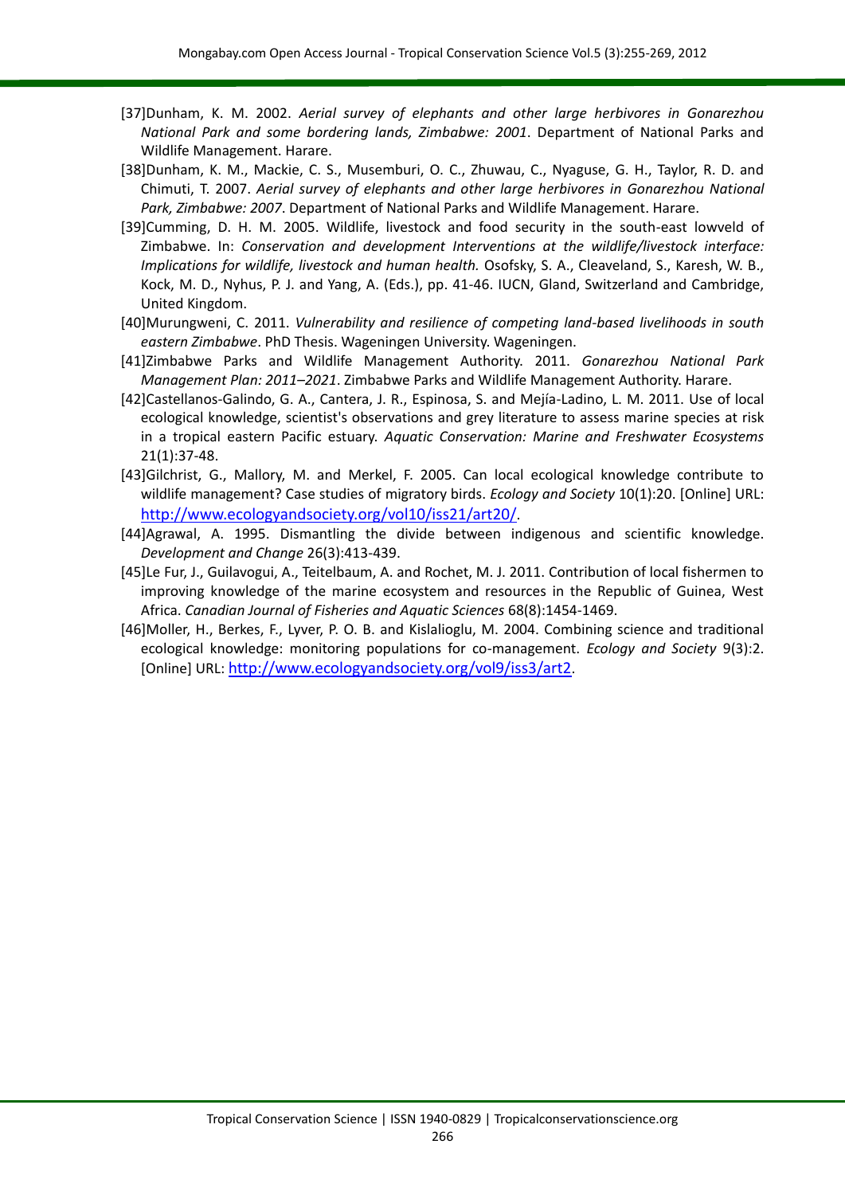[37]Dunham, K. M. 2002. *Aerial survey of elephants and other large herbivores in Gonarezhou National Park and some bordering lands, Zimbabwe: 2001*. Department of National Parks and Wildlife Management. Harare.

[38]Dunham, K. M., Mackie, C. S., Musemburi, O. C., Zhuwau, C., Nyaguse, G. H., Taylor, R. D. and Chimuti, T. 2007. *Aerial survey of elephants and other large herbivores in Gonarezhou National Park, Zimbabwe: 2007*. Department of National Parks and Wildlife Management. Harare.

[39]Cumming, D. H. M. 2005. Wildlife, livestock and food security in the south-east lowveld of Zimbabwe. In: *Conservation and development Interventions at the wildlife/livestock interface: Implications for wildlife, livestock and human health.* Osofsky, S. A., Cleaveland, S., Karesh, W. B., Kock, M. D., Nyhus, P. J. and Yang, A. (Eds.), pp. 41-46. IUCN, Gland, Switzerland and Cambridge, United Kingdom.

[40]Murungweni, C. 2011. *Vulnerability and resilience of competing land-based livelihoods in south eastern Zimbabwe*. PhD Thesis. Wageningen University. Wageningen.

[41]Zimbabwe Parks and Wildlife Management Authority. 2011. *Gonarezhou National Park Management Plan: 2011–2021*. Zimbabwe Parks and Wildlife Management Authority. Harare.

[42]Castellanos-Galindo, G. A., Cantera, J. R., Espinosa, S. and Mejía-Ladino, L. M. 2011. Use of local ecological knowledge, scientist's observations and grey literature to assess marine species at risk in a tropical eastern Pacific estuary. *Aquatic Conservation: Marine and Freshwater Ecosystems* 21(1):37-48.

[43]Gilchrist, G., Mallory, M. and Merkel, F. 2005. Can local ecological knowledge contribute to wildlife management? Case studies of migratory birds. *Ecology and Society* 10(1):20. [Online] URL: http://www.ecologyandsociety.org/vol10/iss21/art20/.

[44]Agrawal, A. 1995. Dismantling the divide between indigenous and scientific knowledge. *Development and Change* 26(3):413-439.

[45]Le Fur, J., Guilavogui, A., Teitelbaum, A. and Rochet, M. J. 2011. Contribution of local fishermen to improving knowledge of the marine ecosystem and resources in the Republic of Guinea, West Africa. *Canadian Journal of Fisheries and Aquatic Sciences* 68(8):1454-1469.

[46]Moller, H., Berkes, F., Lyver, P. O. B. and Kislalioglu, M. 2004. Combining science and traditional ecological knowledge: monitoring populations for co-management. *Ecology and Society* 9(3):2. [Online] URL: http://www.ecologyandsociety.org/vol9/iss3/art2.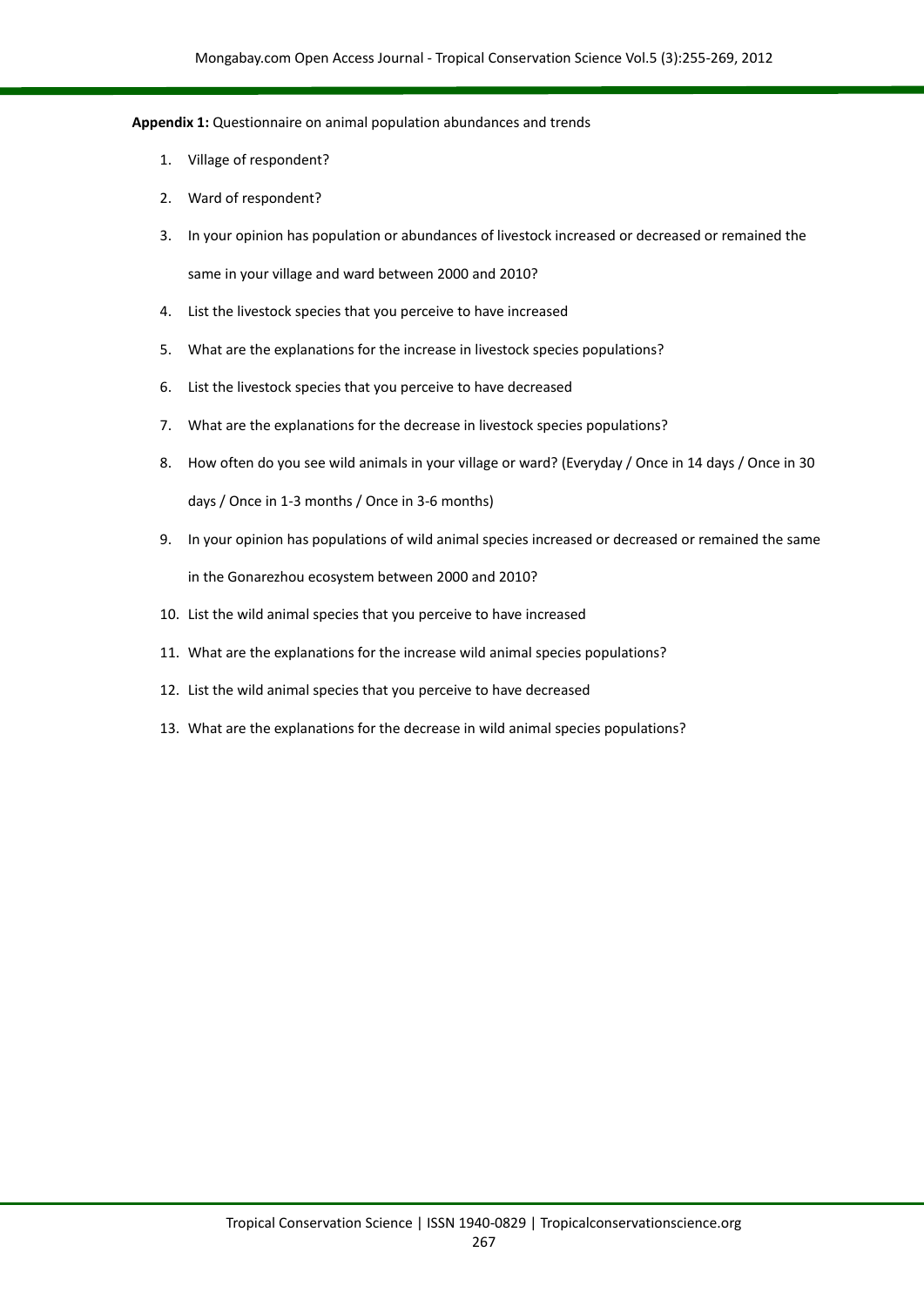**Appendix 1:** Questionnaire on animal population abundances and trends

1. Village of respondent?
2. Ward of respondent?
3. In your opinion has population or abundances of livestock increased or decreased or remained the same in your village and ward between 2000 and 2010?
4. List the livestock species that you perceive to have increased
5. What are the explanations for the increase in livestock species populations?
6. List the livestock species that you perceive to have decreased
7. What are the explanations for the decrease in livestock species populations?
8. How often do you see wild animals in your village or ward? (Everyday / Once in 14 days / Once in 30 days / Once in 1-3 months / Once in 3-6 months)
9. In your opinion has populations of wild animal species increased or decreased or remained the same in the Gonarezhou ecosystem between 2000 and 2010?
10. List the wild animal species that you perceive to have increased
11. What are the explanations for the increase wild animal species populations?
12. List the wild animal species that you perceive to have decreased
13. What are the explanations for the decrease in wild animal species populations?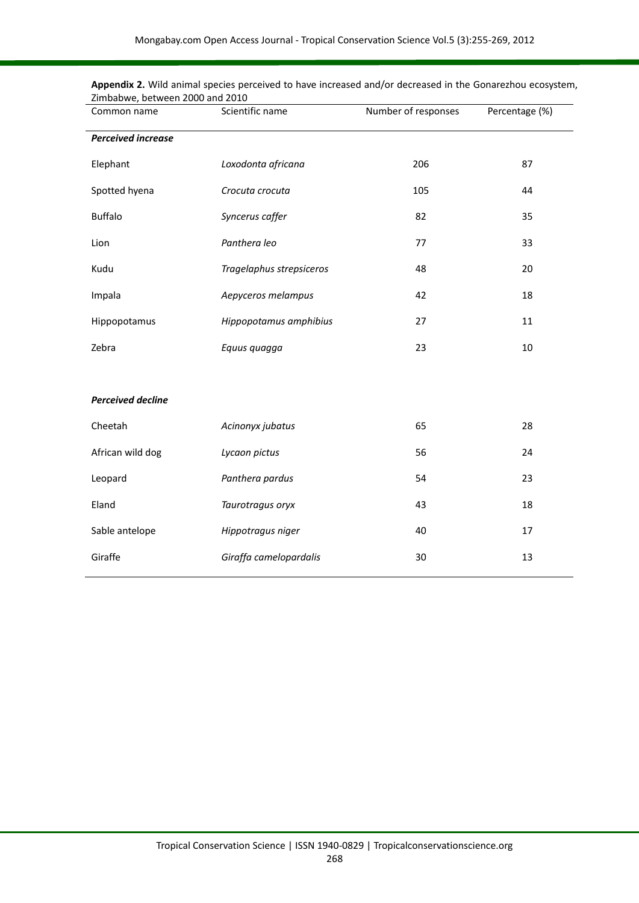**Appendix 2.** Wild animal species perceived to have increased and/or decreased in the Gonarezhou ecosystem, Zimbabwe, between 2000 and 2010

| Common name | Scientific name | Number of responses | Percentage (%) |
|---|---|---|---|
| ***Perceived increase*** | | | |
| Elephant | *Loxodonta africana* | 206 | 87 |
| Spotted hyena | *Crocuta crocuta* | 105 | 44 |
| Buffalo | *Syncerus caffer* | 82 | 35 |
| Lion | *Panthera leo* | 77 | 33 |
| Kudu | *Tragelaphus strepsiceros* | 48 | 20 |
| Impala | *Aepyceros melampus* | 42 | 18 |
| Hippopotamus | *Hippopotamus amphibius* | 27 | 11 |
| Zebra | *Equus quagga* | 23 | 10 |
| ***Perceived decline*** | | | |
| Cheetah | *Acinonyx jubatus* | 65 | 28 |
| African wild dog | *Lycaon pictus* | 56 | 24 |
| Leopard | *Panthera pardus* | 54 | 23 |
| Eland | *Taurotragus oryx* | 43 | 18 |
| Sable antelope | *Hippotragus niger* | 40 | 17 |
| Giraffe | *Giraffa camelopardalis* | 30 | 13 |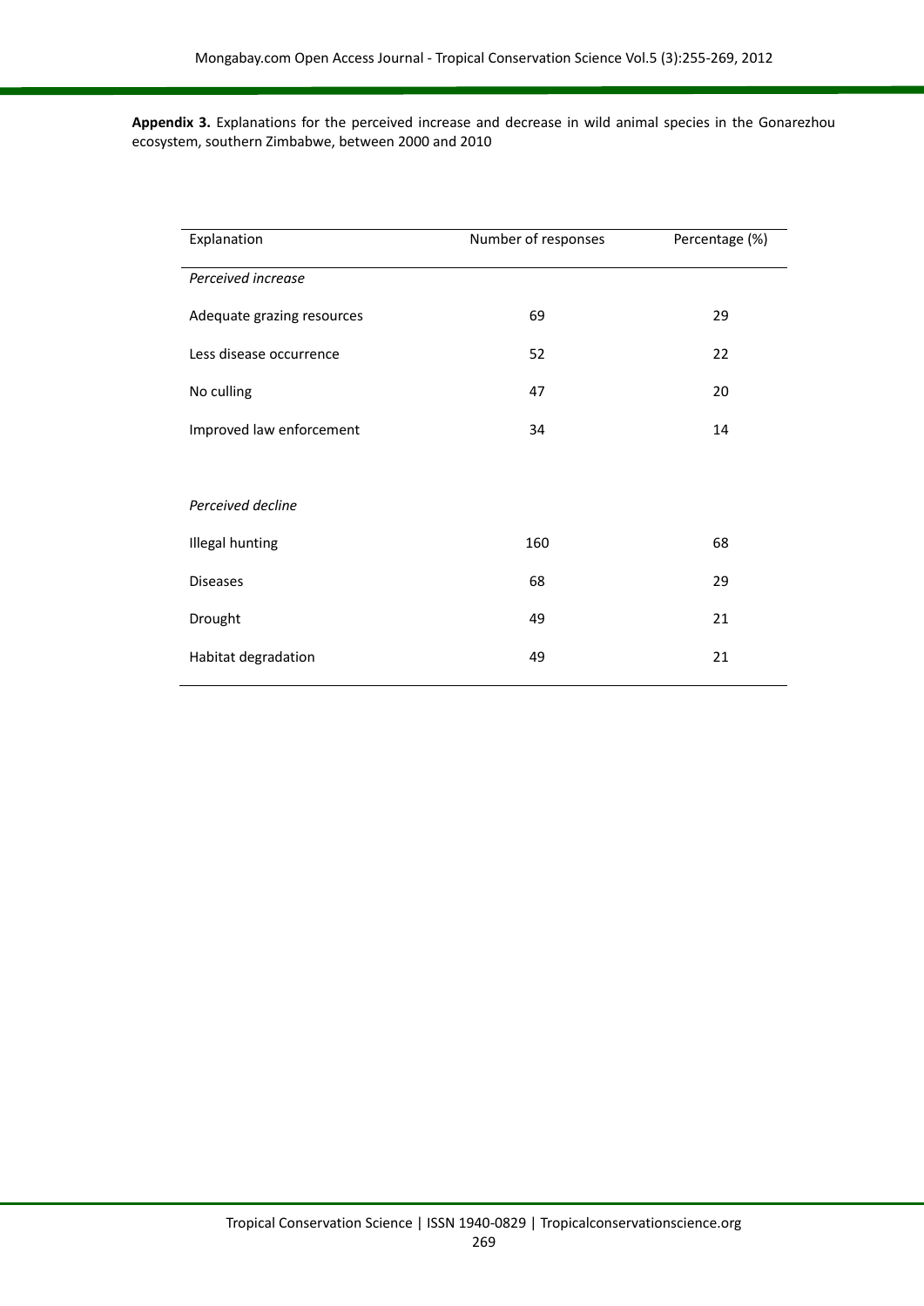**Appendix 3.** Explanations for the perceived increase and decrease in wild animal species in the Gonarezhou ecosystem, southern Zimbabwe, between 2000 and 2010

| Explanation | Number of responses | Percentage (%) |
|---|---|---|
| *Perceived increase* | | |
| Adequate grazing resources | 69 | 29 |
| Less disease occurrence | 52 | 22 |
| No culling | 47 | 20 |
| Improved law enforcement | 34 | 14 |
| *Perceived decline* | | |
| Illegal hunting | 160 | 68 |
| Diseases | 68 | 29 |
| Drought | 49 | 21 |
| Habitat degradation | 49 | 21 |